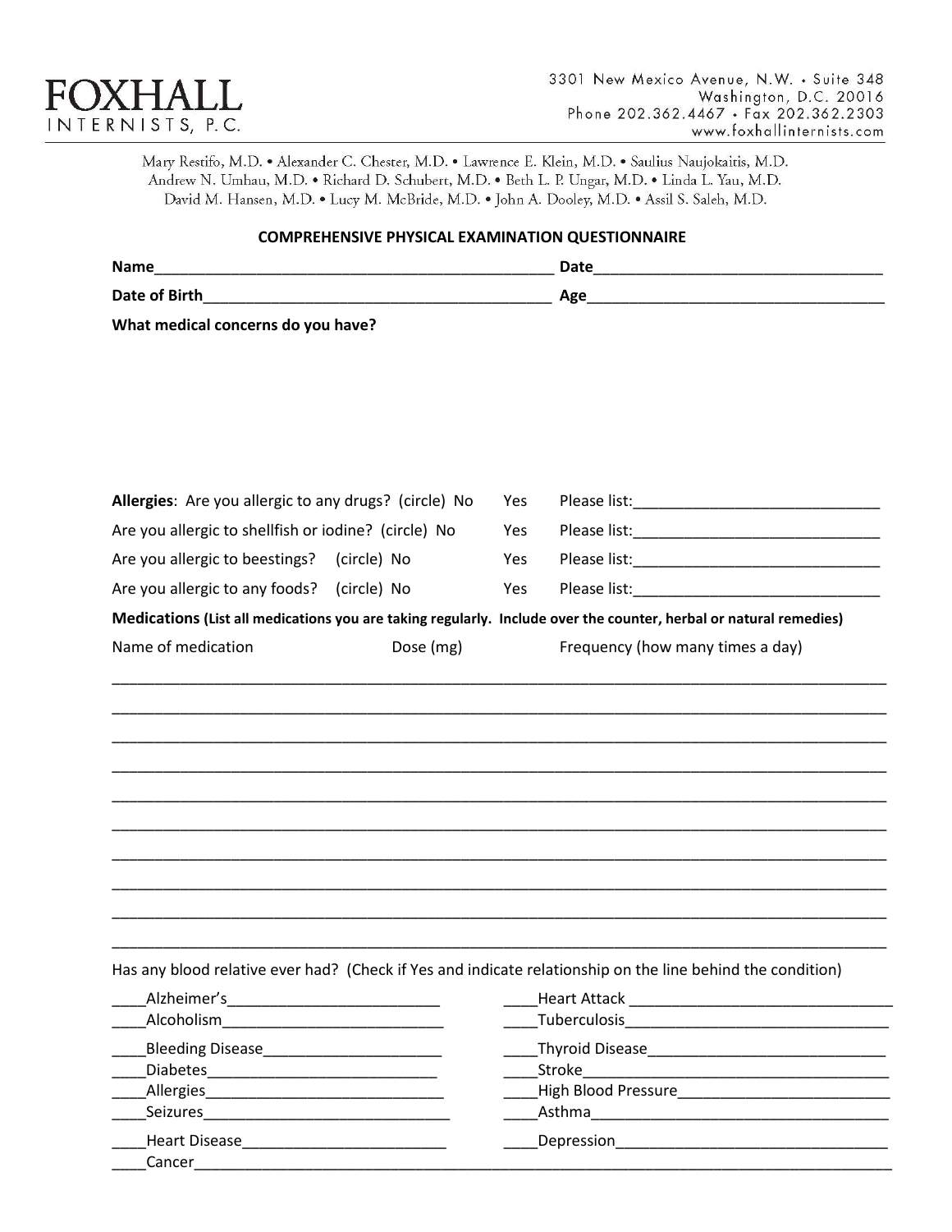# FOXHALL

INTERNISTS, P.C.

3301 New Mexico Avenue, N.W. • Suite 348
Washington, D.C. 20016
Phone 202.362.4467 • Fax 202.362.2303
www.foxhallinternists.com

Mary Restifo, M.D. • Alexander C. Chester, M.D. • Lawrence E. Klein, M.D. • Saulius Naujokaitis, M.D.
Andrew N. Umhau, M.D. • Richard D. Schubert, M.D. • Beth L. P. Ungar, M.D. • Linda L. Yau, M.D.
David M. Hansen, M.D. • Lucy M. McBride, M.D. • John A. Dooley, M.D. • Assil S. Saleh, M.D.

## COMPREHENSIVE PHYSICAL EXAMINATION QUESTIONNAIRE

**Name**_______________________________________________ **Date**_________________________________

**Date of Birth**_________________________________________ **Age**__________________________________

**What medical concerns do you have?**

**Allergies**: Are you allergic to any drugs? (circle) No Yes Please list:____________________________

Are you allergic to shellfish or iodine? (circle) No Yes Please list:____________________________

Are you allergic to beestings? (circle) No Yes Please list:____________________________

Are you allergic to any foods? (circle) No Yes Please list:____________________________

**Medications (List all medications you are taking regularly. Include over the counter, herbal or natural remedies)**

| Name of medication | Dose (mg) | Frequency (how many times a day) |
|---|---|---|
| | | |
| | | |
| | | |
| | | |
| | | |
| | | |
| | | |
| | | |
| | | |
| | | |

Has any blood relative ever had? (Check if Yes and indicate relationship on the line behind the condition)

____Alzheimer's_________________________

____Alcoholism__________________________

____Bleeding Disease_____________________

____Diabetes___________________________

____Allergies___________________________

____Seizures____________________________

____Heart Disease________________________

____Heart Attack ________________________________

____Tuberculosis_______________________________

____Thyroid Disease____________________________

____Stroke___________________________________

____High Blood Pressure_________________________

____Asthma__________________________________

____Depression_______________________________

____Cancer__________________________________________________________________________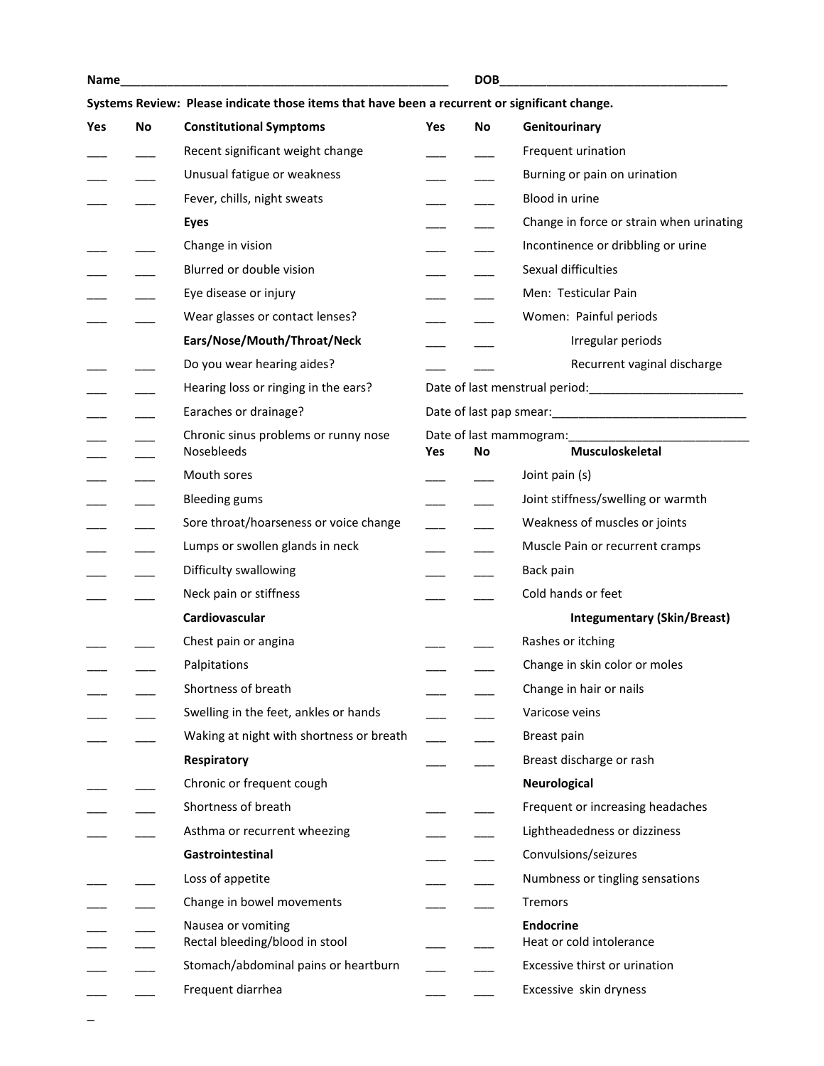Name___________________________________________________ DOB___________________________________

**Systems Review: Please indicate those items that have been a recurrent or significant change.**

| Yes | No | Constitutional Symptoms |
|---|---|---|
| ___ | ___ | Recent significant weight change |
| ___ | ___ | Unusual fatigue or weakness |
| ___ | ___ | Fever, chills, night sweats |
| | | **Eyes** |
| ___ | ___ | Change in vision |
| ___ | ___ | Blurred or double vision |
| ___ | ___ | Eye disease or injury |
| ___ | ___ | Wear glasses or contact lenses? |
| | | **Ears/Nose/Mouth/Throat/Neck** |
| ___ | ___ | Do you wear hearing aides? |
| ___ | ___ | Hearing loss or ringing in the ears? |
| ___ | ___ | Earaches or drainage? |
| ___ | ___ | Chronic sinus problems or runny nose |
| ___ | ___ | Nosebleeds |
| ___ | ___ | Mouth sores |
| ___ | ___ | Bleeding gums |
| ___ | ___ | Sore throat/hoarseness or voice change |
| ___ | ___ | Lumps or swollen glands in neck |
| ___ | ___ | Difficulty swallowing |
| ___ | ___ | Neck pain or stiffness |
| | | **Cardiovascular** |
| ___ | ___ | Chest pain or angina |
| ___ | ___ | Palpitations |
| ___ | ___ | Shortness of breath |
| ___ | ___ | Swelling in the feet, ankles or hands |
| ___ | ___ | Waking at night with shortness or breath |
| | | **Respiratory** |
| ___ | ___ | Chronic or frequent cough |
| ___ | ___ | Shortness of breath |
| ___ | ___ | Asthma or recurrent wheezing |
| | | **Gastrointestinal** |
| ___ | ___ | Loss of appetite |
| ___ | ___ | Change in bowel movements |
| ___ | ___ | Nausea or vomiting |
| ___ | ___ | Rectal bleeding/blood in stool |
| ___ | ___ | Stomach/abdominal pains or heartburn |
| ___ | ___ | Frequent diarrhea |

| Yes | No | Genitourinary |
|---|---|---|
| ___ | ___ | Frequent urination |
| ___ | ___ | Burning or pain on urination |
| ___ | ___ | Blood in urine |
| ___ | ___ | Change in force or strain when urinating |
| ___ | ___ | Incontinence or dribbling or urine |
| ___ | ___ | Sexual difficulties |
| ___ | ___ | Men: Testicular Pain |
| ___ | ___ | Women: Painful periods |
| ___ | ___ | Irregular periods |
| ___ | ___ | Recurrent vaginal discharge |

Date of last menstrual period:_______________________

Date of last pap smear:_____________________________

Date of last mammogram:___________________________

| Yes | No | Musculoskeletal |
|---|---|---|
| ___ | ___ | Joint pain (s) |
| ___ | ___ | Joint stiffness/swelling or warmth |
| ___ | ___ | Weakness of muscles or joints |
| ___ | ___ | Muscle Pain or recurrent cramps |
| ___ | ___ | Back pain |
| ___ | ___ | Cold hands or feet |
| | | **Integumentary (Skin/Breast)** |
| ___ | ___ | Rashes or itching |
| ___ | ___ | Change in skin color or moles |
| ___ | ___ | Change in hair or nails |
| ___ | ___ | Varicose veins |
| ___ | ___ | Breast pain |
| ___ | ___ | Breast discharge or rash |
| | | **Neurological** |
| ___ | ___ | Frequent or increasing headaches |
| ___ | ___ | Lightheadedness or dizziness |
| ___ | ___ | Convulsions/seizures |
| ___ | ___ | Numbness or tingling sensations |
| ___ | ___ | Tremors |
| | | **Endocrine** |
| ___ | ___ | Heat or cold intolerance |
| ___ | ___ | Excessive thirst or urination |
| ___ | ___ | Excessive skin dryness |